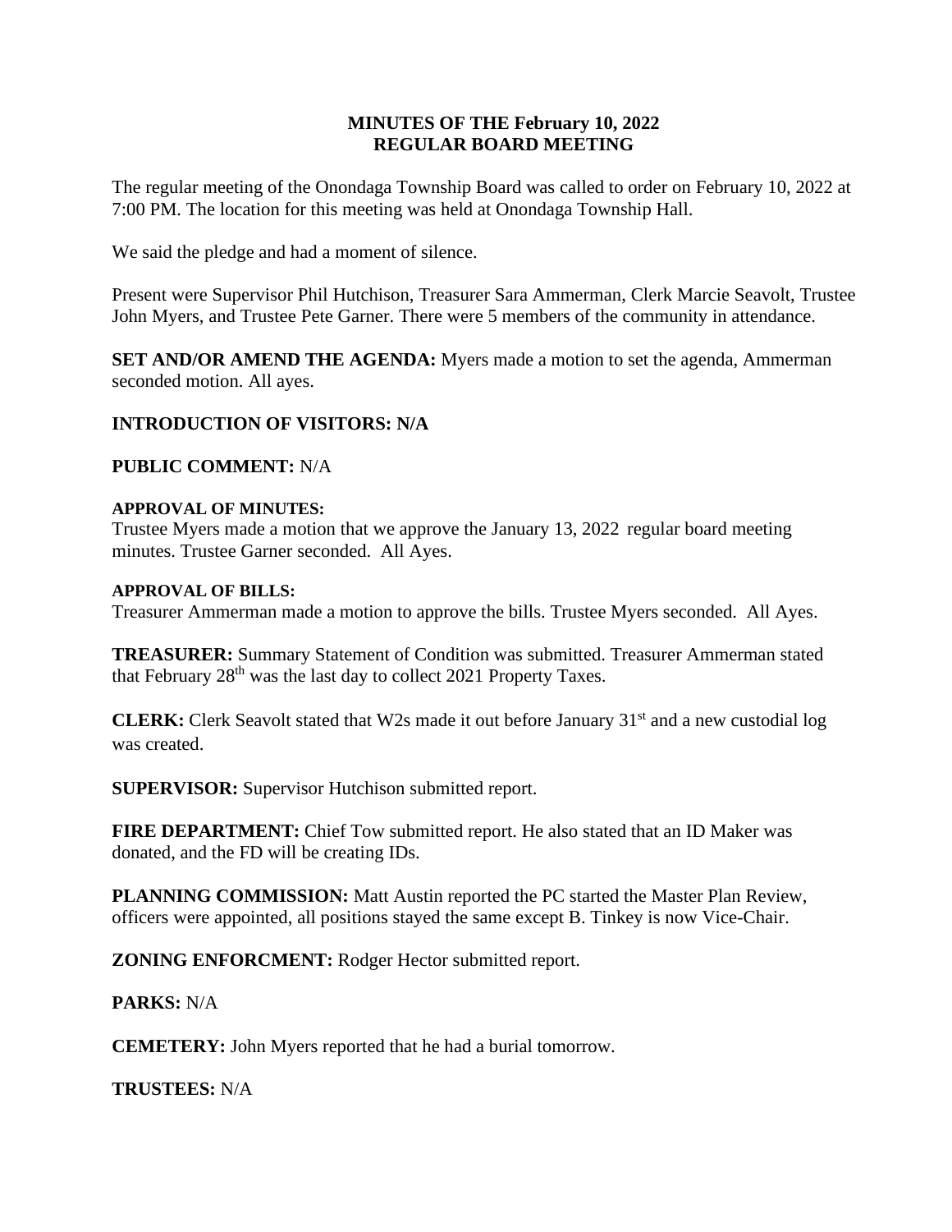# MINUTES OF THE February 10, 2022
# REGULAR BOARD MEETING

The regular meeting of the Onondaga Township Board was called to order on February 10, 2022 at 7:00 PM. The location for this meeting was held at Onondaga Township Hall.

We said the pledge and had a moment of silence.

Present were Supervisor Phil Hutchison, Treasurer Sara Ammerman, Clerk Marcie Seavolt, Trustee John Myers, and Trustee Pete Garner. There were 5 members of the community in attendance.

**SET AND/OR AMEND THE AGENDA:** Myers made a motion to set the agenda, Ammerman seconded motion. All ayes.

**INTRODUCTION OF VISITORS: N/A**

**PUBLIC COMMENT:** N/A

**APPROVAL OF MINUTES:**
Trustee Myers made a motion that we approve the January 13, 2022 regular board meeting minutes. Trustee Garner seconded. All Ayes.

**APPROVAL OF BILLS:**
Treasurer Ammerman made a motion to approve the bills. Trustee Myers seconded. All Ayes.

**TREASURER:** Summary Statement of Condition was submitted. Treasurer Ammerman stated that February 28th was the last day to collect 2021 Property Taxes.

**CLERK:** Clerk Seavolt stated that W2s made it out before January 31st and a new custodial log was created.

**SUPERVISOR:** Supervisor Hutchison submitted report.

**FIRE DEPARTMENT:** Chief Tow submitted report. He also stated that an ID Maker was donated, and the FD will be creating IDs.

**PLANNING COMMISSION:** Matt Austin reported the PC started the Master Plan Review, officers were appointed, all positions stayed the same except B. Tinkey is now Vice-Chair.

**ZONING ENFORCMENT:** Rodger Hector submitted report.

**PARKS:** N/A

**CEMETERY:** John Myers reported that he had a burial tomorrow.

**TRUSTEES:** N/A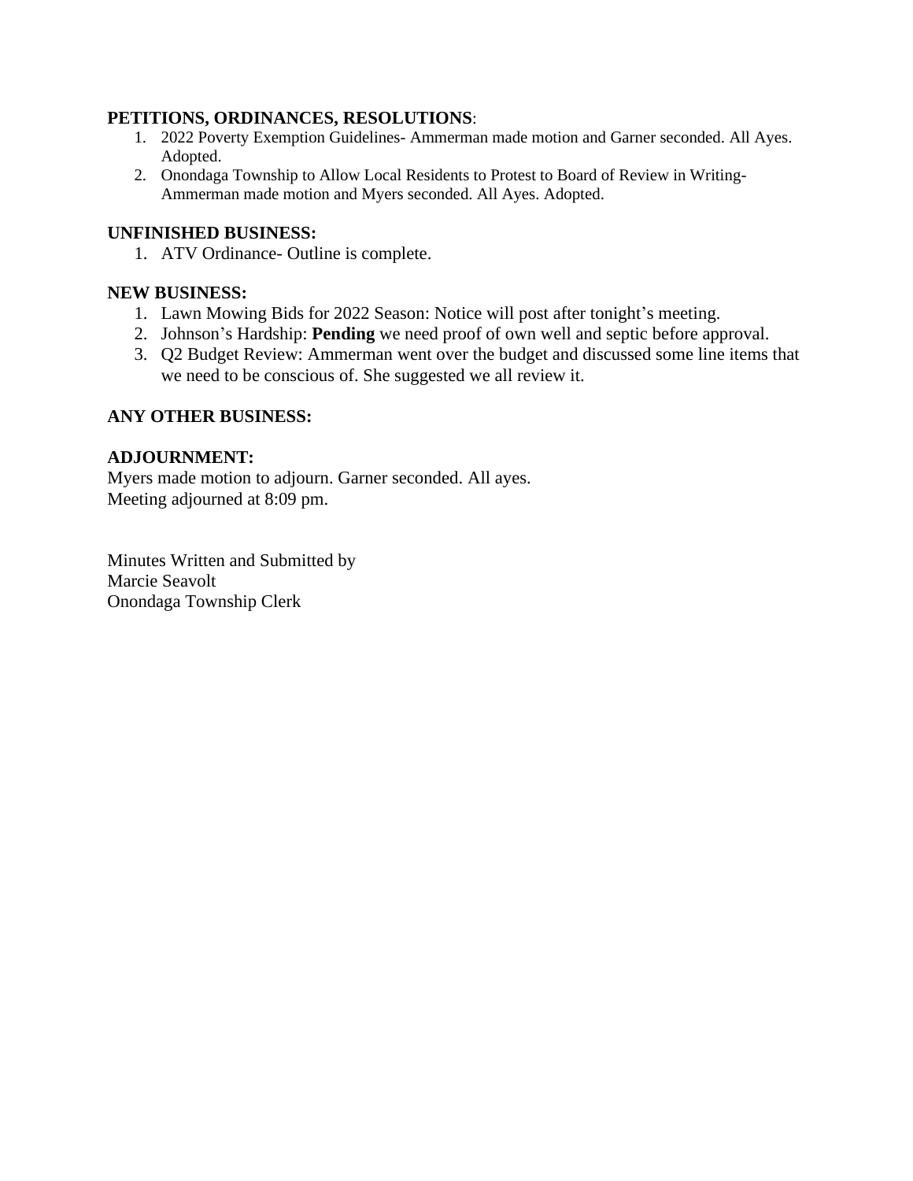**PETITIONS, ORDINANCES, RESOLUTIONS**:

1. 2022 Poverty Exemption Guidelines- Ammerman made motion and Garner seconded. All Ayes. Adopted.
2. Onondaga Township to Allow Local Residents to Protest to Board of Review in Writing- Ammerman made motion and Myers seconded. All Ayes. Adopted.

**UNFINISHED BUSINESS:**

1. ATV Ordinance- Outline is complete.

**NEW BUSINESS:**

1. Lawn Mowing Bids for 2022 Season: Notice will post after tonight's meeting.
2. Johnson's Hardship: **Pending** we need proof of own well and septic before approval.
3. Q2 Budget Review: Ammerman went over the budget and discussed some line items that we need to be conscious of. She suggested we all review it.

**ANY OTHER BUSINESS:**

**ADJOURNMENT:**

Myers made motion to adjourn. Garner seconded. All ayes.
Meeting adjourned at 8:09 pm.

Minutes Written and Submitted by
Marcie Seavolt
Onondaga Township Clerk